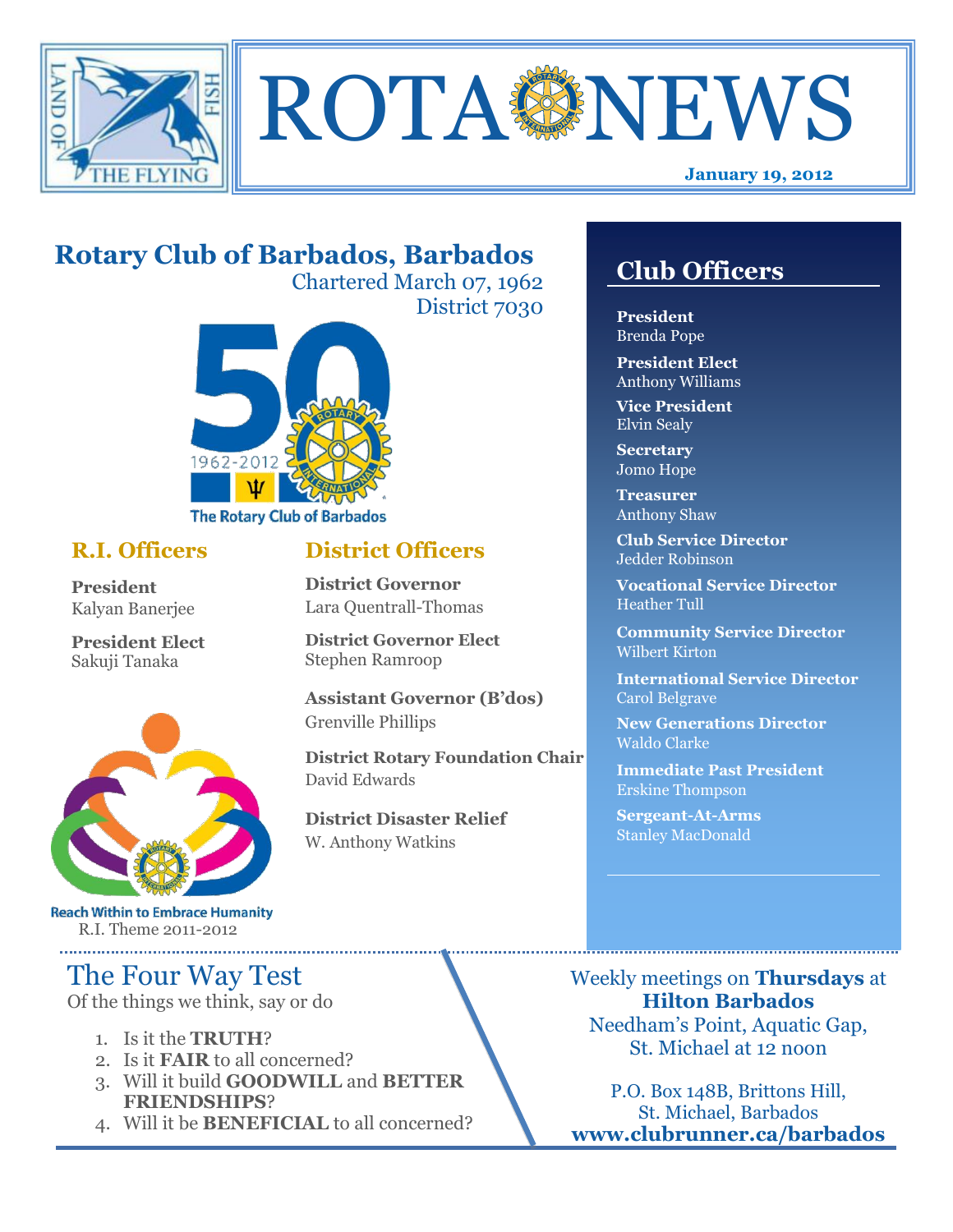# ROTA NEWS

**January 19, 2012**

## Rotary Club of Barbados, Barbados

Chartered March 07, 1962
District 7030

1962-2012
The Rotary Club of Barbados

### R.I. Officers

**President**
Kalyan Banerjee

**President Elect**
Sakuji Tanaka

Reach Within to Embrace Humanity
R.I. Theme 2011-2012

### District Officers

**District Governor**
Lara Quentrall-Thomas

**District Governor Elect**
Stephen Ramroop

**Assistant Governor (B'dos)**
Grenville Phillips

**District Rotary Foundation Chair**
David Edwards

**District Disaster Relief**
W. Anthony Watkins

## Club Officers

**President**
Brenda Pope

**President Elect**
Anthony Williams

**Vice President**
Elvin Sealy

**Secretary**
Jomo Hope

**Treasurer**
Anthony Shaw

**Club Service Director**
Jedder Robinson

**Vocational Service Director**
Heather Tull

**Community Service Director**
Wilbert Kirton

**International Service Director**
Carol Belgrave

**New Generations Director**
Waldo Clarke

**Immediate Past President**
Erskine Thompson

**Sergeant-At-Arms**
Stanley MacDonald

## The Four Way Test

Of the things we think, say or do

1. Is it the **TRUTH**?
2. Is it **FAIR** to all concerned?
3. Will it build **GOODWILL** and **BETTER FRIENDSHIPS**?
4. Will it be **BENEFICIAL** to all concerned?

Weekly meetings on **Thursdays** at
**Hilton Barbados**
Needham's Point, Aquatic Gap,
St. Michael at 12 noon

P.O. Box 148B, Brittons Hill,
St. Michael, Barbados
**www.clubrunner.ca/barbados**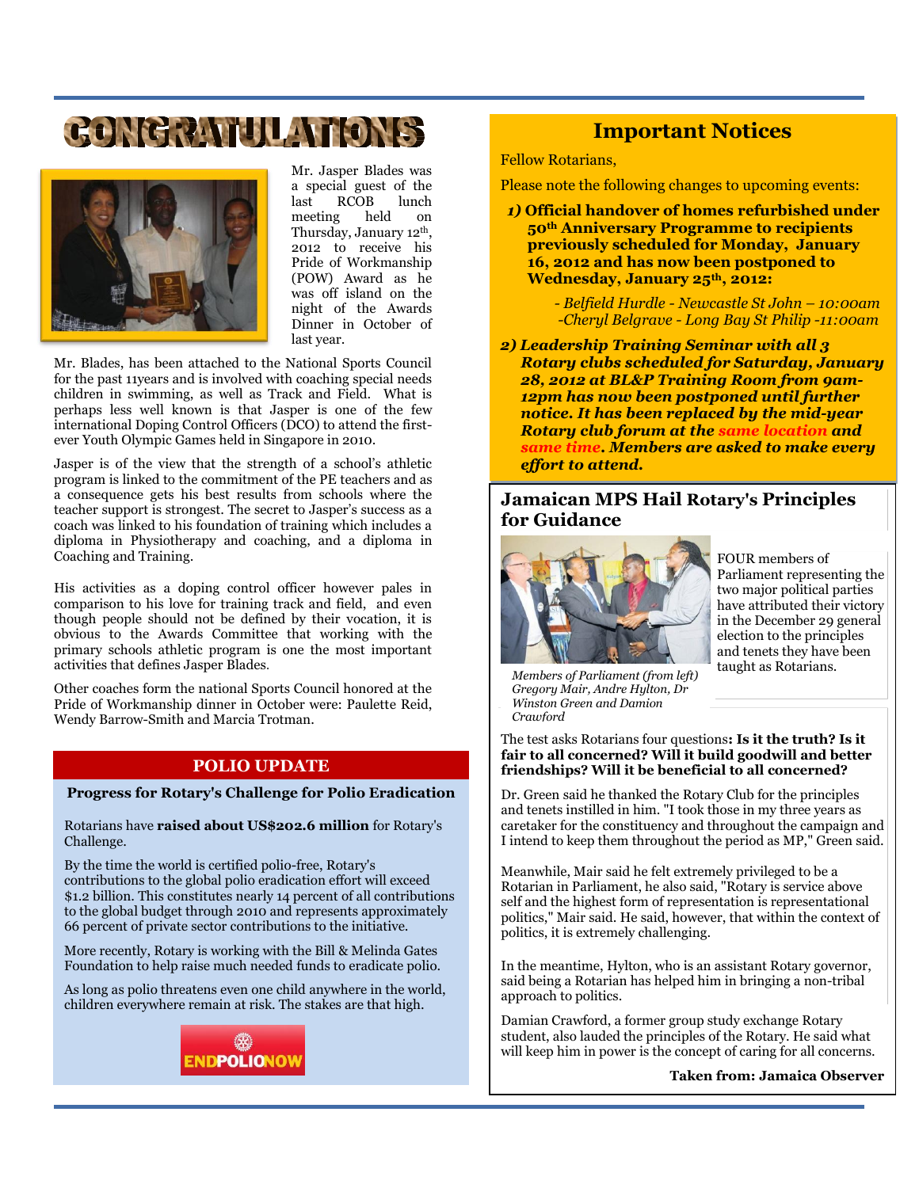# CONGRATULATIONS

Mr. Jasper Blades was a special guest of the last RCOB lunch meeting held on Thursday, January 12th, 2012 to receive his Pride of Workmanship (POW) Award as he was off island on the night of the Awards Dinner in October of last year.

Mr. Blades, has been attached to the National Sports Council for the past 11years and is involved with coaching special needs children in swimming, as well as Track and Field. What is perhaps less well known is that Jasper is one of the few international Doping Control Officers (DCO) to attend the first-ever Youth Olympic Games held in Singapore in 2010.

Jasper is of the view that the strength of a school's athletic program is linked to the commitment of the PE teachers and as a consequence gets his best results from schools where the teacher support is strongest. The secret to Jasper's success as a coach was linked to his foundation of training which includes a diploma in Physiotherapy and coaching, and a diploma in Coaching and Training.

His activities as a doping control officer however pales in comparison to his love for training track and field, and even though people should not be defined by their vocation, it is obvious to the Awards Committee that working with the primary schools athletic program is one the most important activities that defines Jasper Blades.

Other coaches form the national Sports Council honored at the Pride of Workmanship dinner in October were: Paulette Reid, Wendy Barrow-Smith and Marcia Trotman.

## POLIO UPDATE

**Progress for Rotary's Challenge for Polio Eradication**

Rotarians have **raised about US$202.6 million** for Rotary's Challenge.

By the time the world is certified polio-free, Rotary's contributions to the global polio eradication effort will exceed $1.2 billion. This constitutes nearly 14 percent of all contributions to the global budget through 2010 and represents approximately 66 percent of private sector contributions to the initiative.

More recently, Rotary is working with the Bill & Melinda Gates Foundation to help raise much needed funds to eradicate polio.

As long as polio threatens even one child anywhere in the world, children everywhere remain at risk. The stakes are that high.

ENDPOLIONOW

## Important Notices

Fellow Rotarians,

Please note the following changes to upcoming events:

1) **Official handover of homes refurbished under 50th Anniversary Programme to recipients previously scheduled for Monday, January 16, 2012 and has now been postponed to Wednesday, January 25th, 2012:**

   *- Belfield Hurdle - Newcastle St John – 10:00am*
   *-Cheryl Belgrave - Long Bay St Philip -11:00am*

2) ***Leadership Training Seminar with all 3 Rotary clubs scheduled for Saturday, January 28, 2012 at BL&P Training Room from 9am-12pm has now been postponed until further notice. It has been replaced by the mid-year Rotary club forum at the same location and same time. Members are asked to make every effort to attend.***

## Jamaican MPS Hail Rotary's Principles for Guidance

FOUR members of Parliament representing the two major political parties have attributed their victory in the December 29 general election to the principles and tenets they have been taught as Rotarians.

*Members of Parliament (from left) Gregory Mair, Andre Hylton, Dr Winston Green and Damion Crawford*

The test asks Rotarians four questions**: Is it the truth? Is it fair to all concerned? Will it build goodwill and better friendships? Will it be beneficial to all concerned?**

Dr. Green said he thanked the Rotary Club for the principles and tenets instilled in him. "I took those in my three years as caretaker for the constituency and throughout the campaign and I intend to keep them throughout the period as MP," Green said.

Meanwhile, Mair said he felt extremely privileged to be a Rotarian in Parliament, he also said, "Rotary is service above self and the highest form of representation is representational politics," Mair said. He said, however, that within the context of politics, it is extremely challenging.

In the meantime, Hylton, who is an assistant Rotary governor, said being a Rotarian has helped him in bringing a non-tribal approach to politics.

Damian Crawford, a former group study exchange Rotary student, also lauded the principles of the Rotary. He said what will keep him in power is the concept of caring for all concerns.

**Taken from: Jamaica Observer**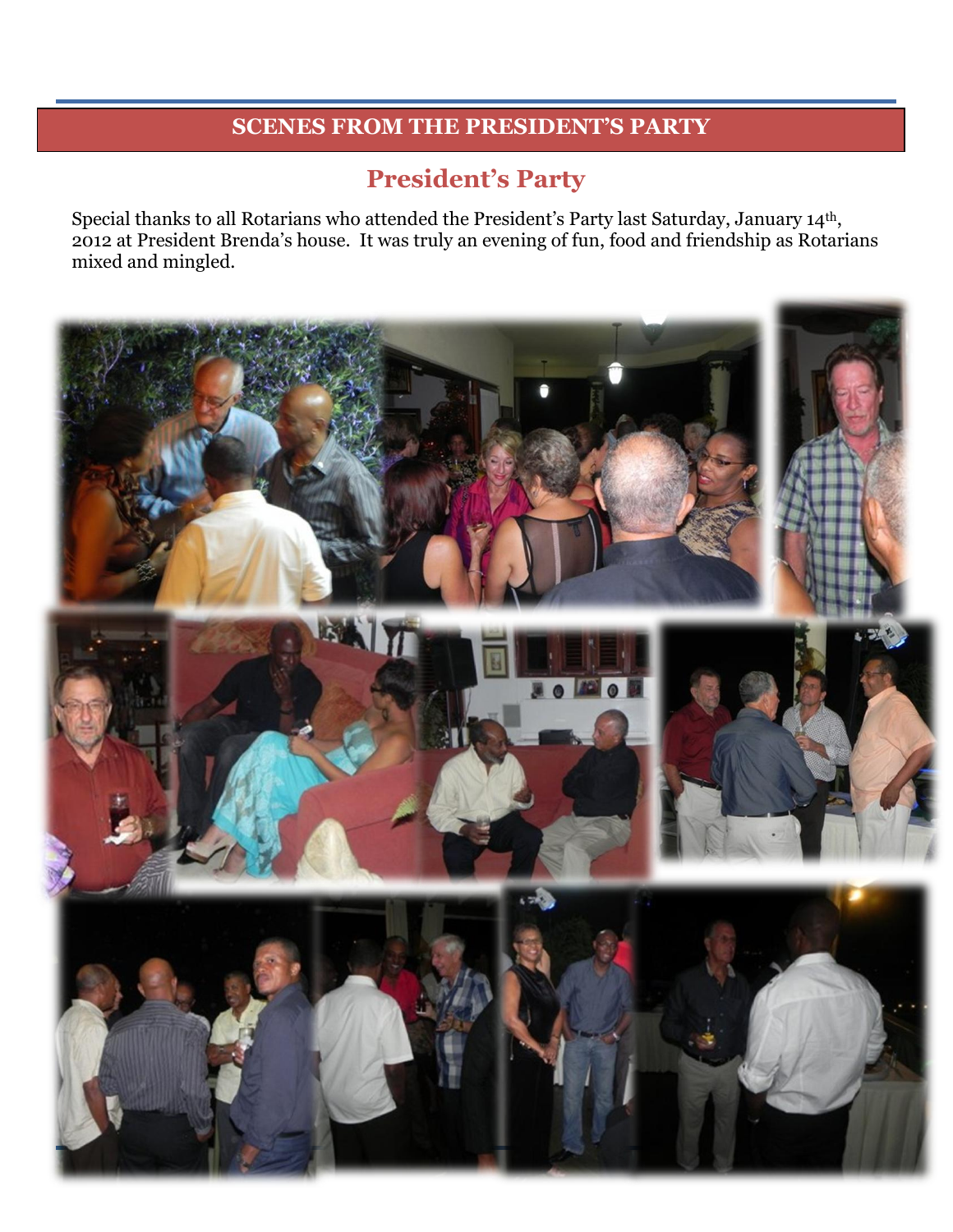## SCENES FROM THE PRESIDENT'S PARTY

# President's Party

Special thanks to all Rotarians who attended the President's Party last Saturday, January 14th, 2012 at President Brenda's house. It was truly an evening of fun, food and friendship as Rotarians mixed and mingled.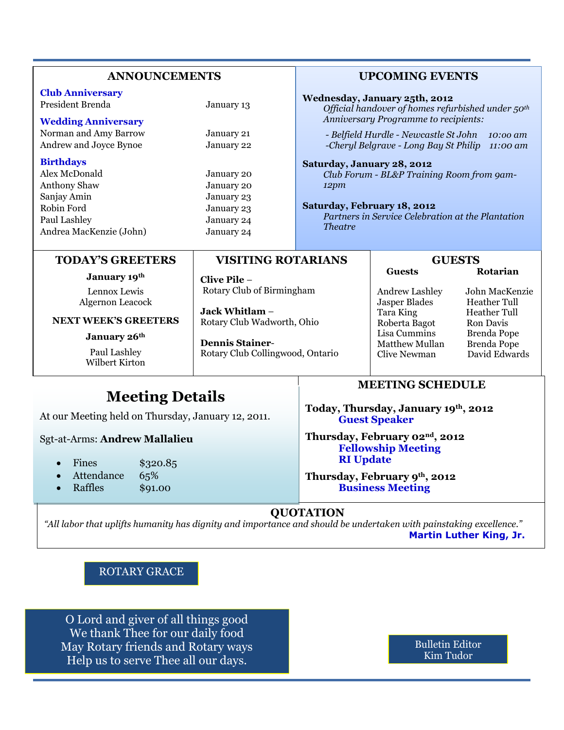## ANNOUNCEMENTS

**Club Anniversary**

| | |
|---|---|
| President Brenda | January 13 |

**Wedding Anniversary**

| | |
|---|---|
| Norman and Amy Barrow | January 21 |
| Andrew and Joyce Bynoe | January 22 |

**Birthdays**

| | |
|---|---|
| Alex McDonald | January 20 |
| Anthony Shaw | January 20 |
| Sanjay Amin | January 23 |
| Robin Ford | January 23 |
| Paul Lashley | January 24 |
| Andrea MacKenzie (John) | January 24 |

## UPCOMING EVENTS

**Wednesday, January 25th, 2012**

*Official handover of homes refurbished under 50th Anniversary Programme to recipients:*

*- Belfield Hurdle - Newcastle St John 10:00 am*

*-Cheryl Belgrave - Long Bay St Philip 11:00 am*

**Saturday, January 28, 2012**

*Club Forum - BL&P Training Room from 9am-12pm*

**Saturday, February 18, 2012**

*Partners in Service Celebration at the Plantation Theatre*

## TODAY'S GREETERS

**January 19th**

Lennox Lewis
Algernon Leacock

**NEXT WEEK'S GREETERS**

**January 26th**

Paul Lashley
Wilbert Kirton

## VISITING ROTARIANS

**Clive Pile** – Rotary Club of Birmingham

**Jack Whitlam** – Rotary Club Wadworth, Ohio

**Dennis Stainer**- Rotary Club Collingwood, Ontario

## GUESTS

| Guests | Rotarian |
|---|---|
| Andrew Lashley | John MacKenzie |
| Jasper Blades | Heather Tull |
| Tara King | Heather Tull |
| Roberta Bagot | Ron Davis |
| Lisa Cummins | Brenda Pope |
| Matthew Mullan | Brenda Pope |
| Clive Newman | David Edwards |

## Meeting Details

At our Meeting held on Thursday, January 12, 2011.

Sgt-at-Arms: **Andrew Mallalieu**

- Fines $320.85
- Attendance 65%
- Raffles $91.00

## MEETING SCHEDULE

**Today, Thursday, January 19th, 2012**
**Guest Speaker**

**Thursday, February 02nd, 2012**
**Fellowship Meeting**
**RI Update**

**Thursday, February 9th, 2012**
**Business Meeting**

## QUOTATION

*"All labor that uplifts humanity has dignity and importance and should be undertaken with painstaking excellence."*

**Martin Luther King, Jr.**

ROTARY GRACE

O Lord and giver of all things good
We thank Thee for our daily food
May Rotary friends and Rotary ways
Help us to serve Thee all our days.

Bulletin Editor
Kim Tudor